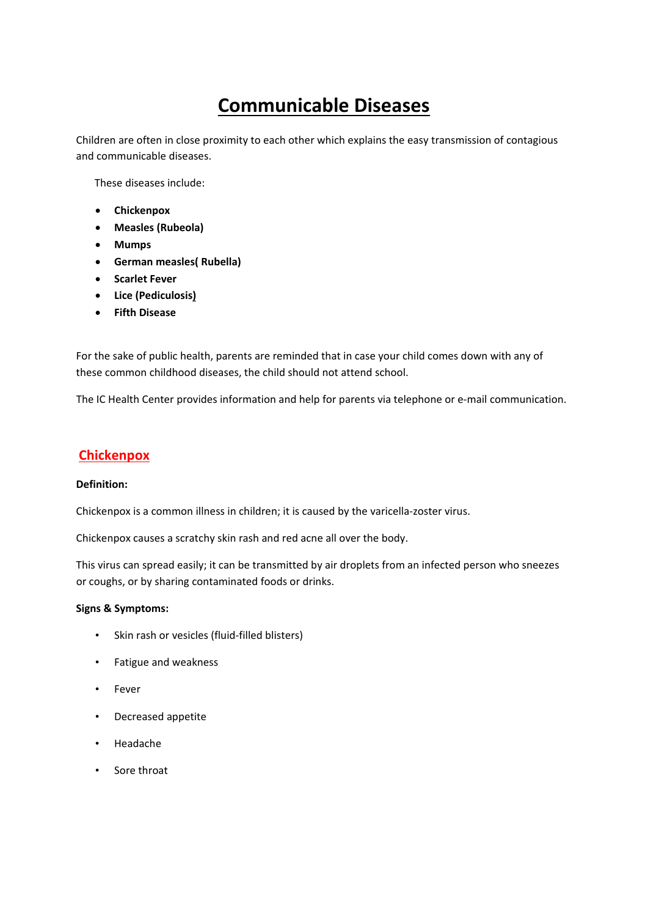# Communicable Diseases

Children are often in close proximity to each other which explains the easy transmission of contagious and communicable diseases.

These diseases include:

- **Chickenpox**
- **Measles (Rubeola)**
- **Mumps**
- **German measles( Rubella)**
- **Scarlet Fever**
- **Lice (Pediculosis)**
- **Fifth Disease**

For the sake of public health, parents are reminded that in case your child comes down with any of these common childhood diseases, the child should not attend school.

The IC Health Center provides information and help for parents via telephone or e-mail communication.

## Chickenpox

**Definition:**

Chickenpox is a common illness in children; it is caused by the varicella-zoster virus.

Chickenpox causes a scratchy skin rash and red acne all over the body.

This virus can spread easily; it can be transmitted by air droplets from an infected person who sneezes or coughs, or by sharing contaminated foods or drinks.

**Signs & Symptoms:**

- Skin rash or vesicles (fluid-filled blisters)
- Fatigue and weakness
- Fever
- Decreased appetite
- Headache
- Sore throat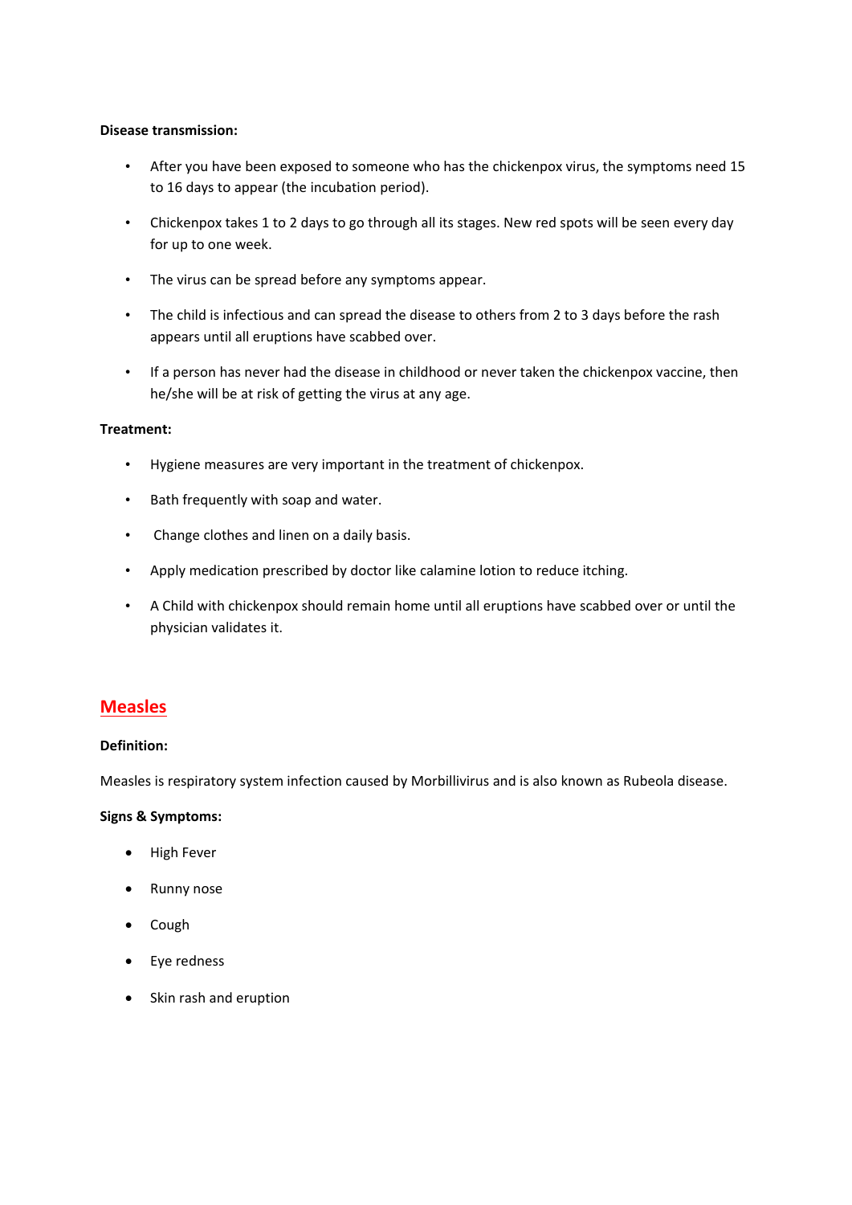**Disease transmission:**

- After you have been exposed to someone who has the chickenpox virus, the symptoms need 15 to 16 days to appear (the incubation period).
- Chickenpox takes 1 to 2 days to go through all its stages. New red spots will be seen every day for up to one week.
- The virus can be spread before any symptoms appear.
- The child is infectious and can spread the disease to others from 2 to 3 days before the rash appears until all eruptions have scabbed over.
- If a person has never had the disease in childhood or never taken the chickenpox vaccine, then he/she will be at risk of getting the virus at any age.

**Treatment:**

- Hygiene measures are very important in the treatment of chickenpox.
- Bath frequently with soap and water.
- Change clothes and linen on a daily basis.
- Apply medication prescribed by doctor like calamine lotion to reduce itching.
- A Child with chickenpox should remain home until all eruptions have scabbed over or until the physician validates it.

## Measles

**Definition:**

Measles is respiratory system infection caused by Morbillivirus and is also known as Rubeola disease.

**Signs & Symptoms:**

- High Fever
- Runny nose
- Cough
- Eye redness
- Skin rash and eruption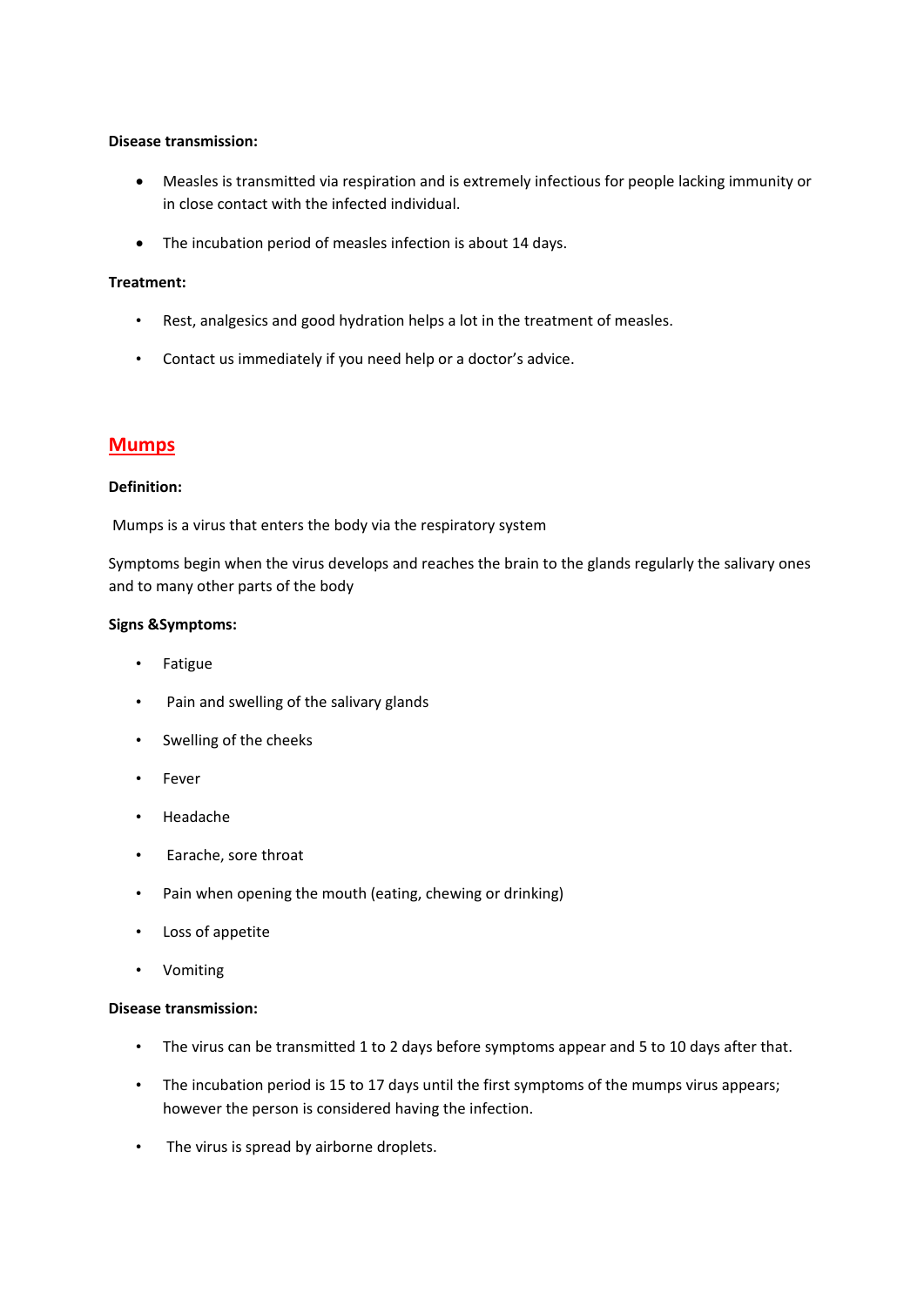**Disease transmission:**

- Measles is transmitted via respiration and is extremely infectious for people lacking immunity or in close contact with the infected individual.
- The incubation period of measles infection is about 14 days.

**Treatment:**

- Rest, analgesics and good hydration helps a lot in the treatment of measles.
- Contact us immediately if you need help or a doctor's advice.

## Mumps

**Definition:**

Mumps is a virus that enters the body via the respiratory system

Symptoms begin when the virus develops and reaches the brain to the glands regularly the salivary ones and to many other parts of the body

**Signs &Symptoms:**

- Fatigue
- Pain and swelling of the salivary glands
- Swelling of the cheeks
- Fever
- Headache
- Earache, sore throat
- Pain when opening the mouth (eating, chewing or drinking)
- Loss of appetite
- Vomiting

**Disease transmission:**

- The virus can be transmitted 1 to 2 days before symptoms appear and 5 to 10 days after that.
- The incubation period is 15 to 17 days until the first symptoms of the mumps virus appears; however the person is considered having the infection.
- The virus is spread by airborne droplets.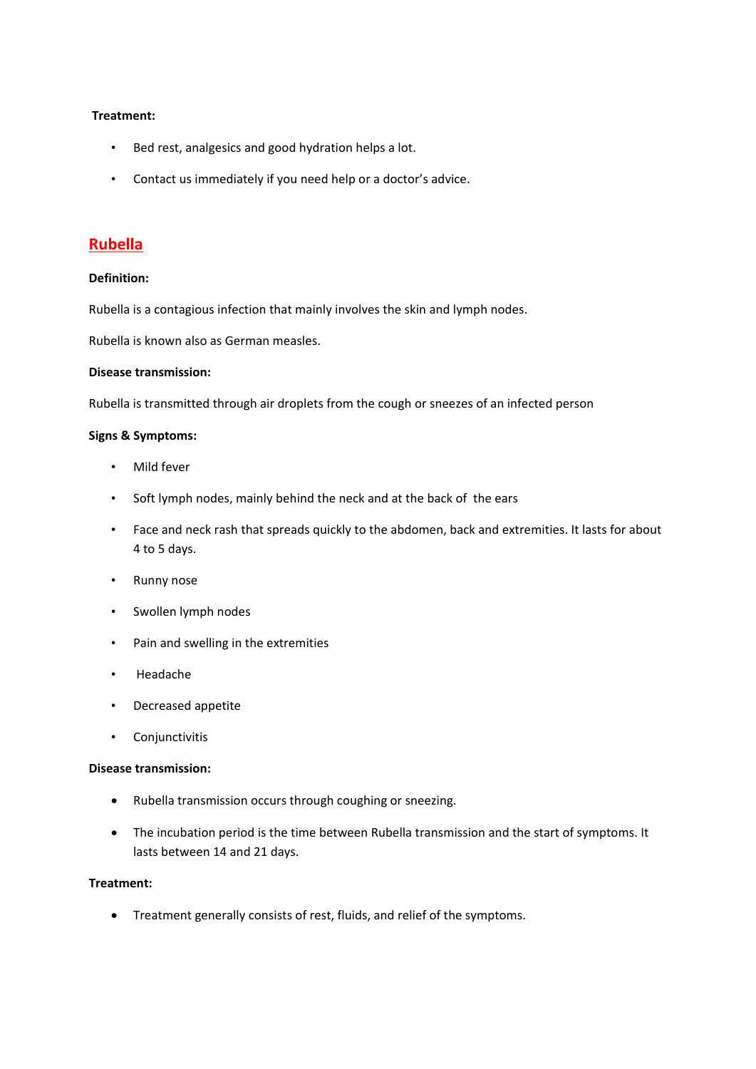**Treatment:**

- Bed rest, analgesics and good hydration helps a lot.
- Contact us immediately if you need help or a doctor's advice.

## Rubella

**Definition:**

Rubella is a contagious infection that mainly involves the skin and lymph nodes.

Rubella is known also as German measles.

**Disease transmission:**

Rubella is transmitted through air droplets from the cough or sneezes of an infected person

**Signs & Symptoms:**

- Mild fever
- Soft lymph nodes, mainly behind the neck and at the back of the ears
- Face and neck rash that spreads quickly to the abdomen, back and extremities. It lasts for about 4 to 5 days.
- Runny nose
- Swollen lymph nodes
- Pain and swelling in the extremities
- Headache
- Decreased appetite
- Conjunctivitis

**Disease transmission:**

- Rubella transmission occurs through coughing or sneezing.
- The incubation period is the time between Rubella transmission and the start of symptoms. It lasts between 14 and 21 days.

**Treatment:**

- Treatment generally consists of rest, fluids, and relief of the symptoms.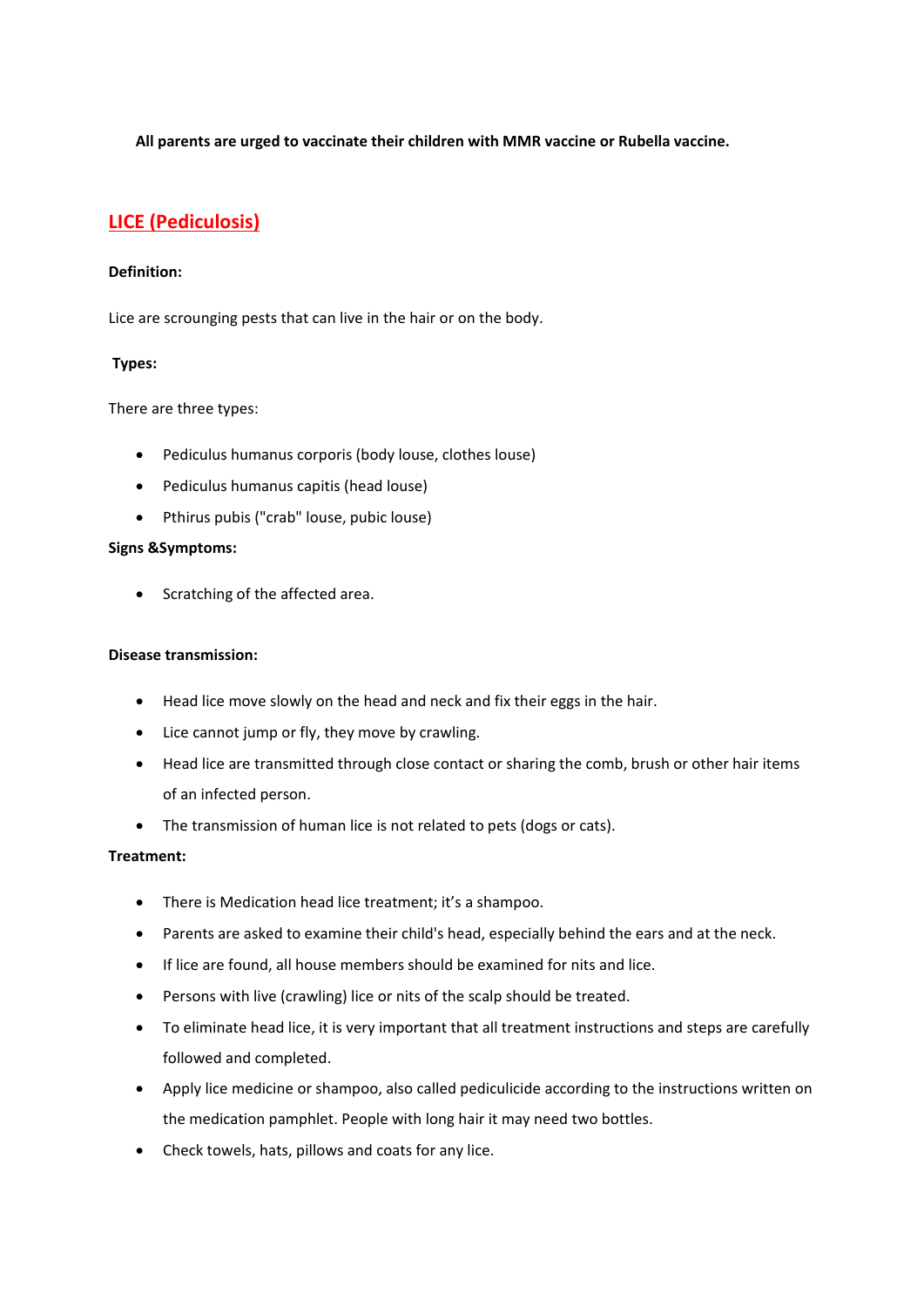**All parents are urged to vaccinate their children with MMR vaccine or Rubella vaccine.**

## LICE (Pediculosis)

**Definition:**

Lice are scrounging pests that can live in the hair or on the body.

**Types:**

There are three types:

- Pediculus humanus corporis (body louse, clothes louse)
- Pediculus humanus capitis (head louse)
- Pthirus pubis ("crab" louse, pubic louse)

**Signs &Symptoms:**

- Scratching of the affected area.

**Disease transmission:**

- Head lice move slowly on the head and neck and fix their eggs in the hair.
- Lice cannot jump or fly, they move by crawling.
- Head lice are transmitted through close contact or sharing the comb, brush or other hair items of an infected person.
- The transmission of human lice is not related to pets (dogs or cats).

**Treatment:**

- There is Medication head lice treatment; it's a shampoo.
- Parents are asked to examine their child's head, especially behind the ears and at the neck.
- If lice are found, all house members should be examined for nits and lice.
- Persons with live (crawling) lice or nits of the scalp should be treated.
- To eliminate head lice, it is very important that all treatment instructions and steps are carefully followed and completed.
- Apply lice medicine or shampoo, also called pediculicide according to the instructions written on the medication pamphlet. People with long hair it may need two bottles.
- Check towels, hats, pillows and coats for any lice.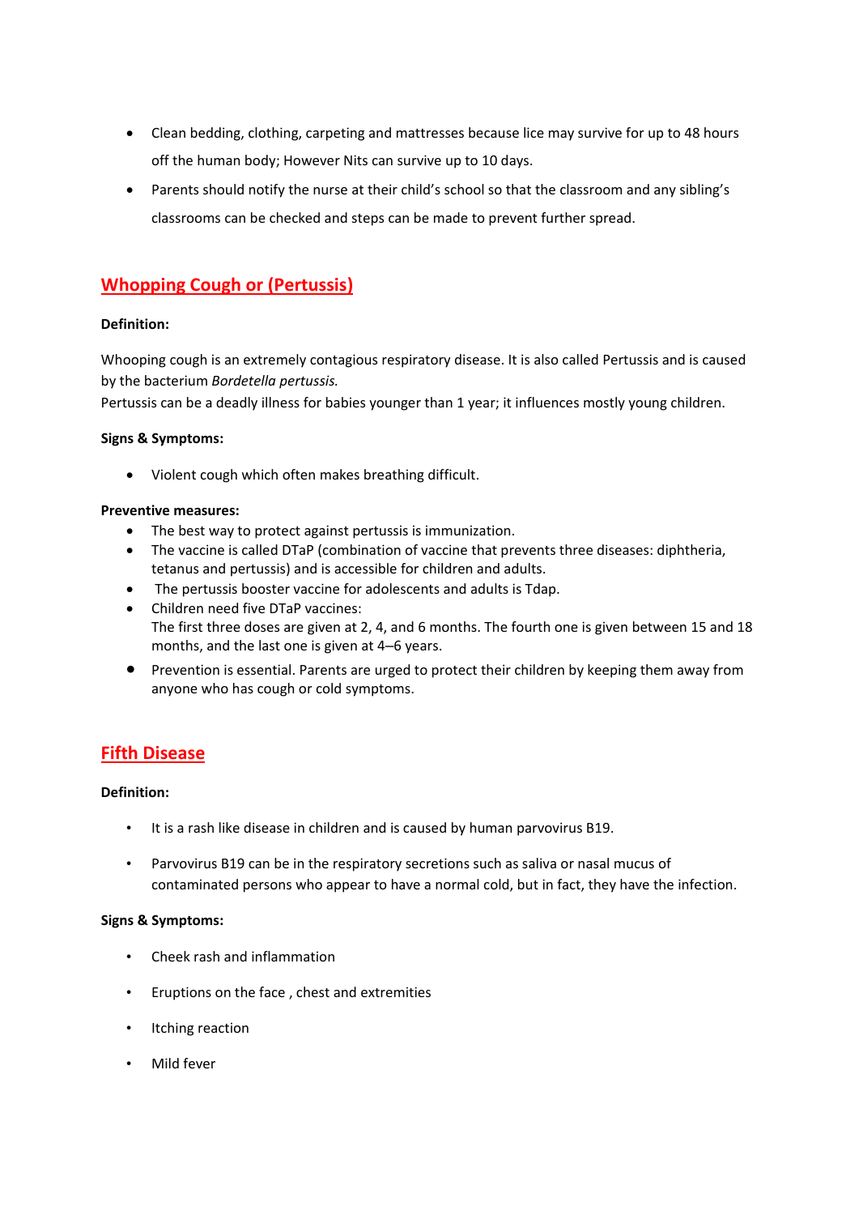- Clean bedding, clothing, carpeting and mattresses because lice may survive for up to 48 hours off the human body; However Nits can survive up to 10 days.
- Parents should notify the nurse at their child's school so that the classroom and any sibling's classrooms can be checked and steps can be made to prevent further spread.

## Whopping Cough or (Pertussis)

**Definition:**

Whooping cough is an extremely contagious respiratory disease. It is also called Pertussis and is caused by the bacterium *Bordetella pertussis.*
Pertussis can be a deadly illness for babies younger than 1 year; it influences mostly young children.

**Signs & Symptoms:**

- Violent cough which often makes breathing difficult.

**Preventive measures:**

- The best way to protect against pertussis is immunization.
- The vaccine is called DTaP (combination of vaccine that prevents three diseases: diphtheria, tetanus and pertussis) and is accessible for children and adults.
- The pertussis booster vaccine for adolescents and adults is Tdap.
- Children need five DTaP vaccines:
  The first three doses are given at 2, 4, and 6 months. The fourth one is given between 15 and 18 months, and the last one is given at 4–6 years.
- Prevention is essential. Parents are urged to protect their children by keeping them away from anyone who has cough or cold symptoms.

## Fifth Disease

**Definition:**

- It is a rash like disease in children and is caused by human parvovirus B19.
- Parvovirus B19 can be in the respiratory secretions such as saliva or nasal mucus of contaminated persons who appear to have a normal cold, but in fact, they have the infection.

**Signs & Symptoms:**

- Cheek rash and inflammation
- Eruptions on the face , chest and extremities
- Itching reaction
- Mild fever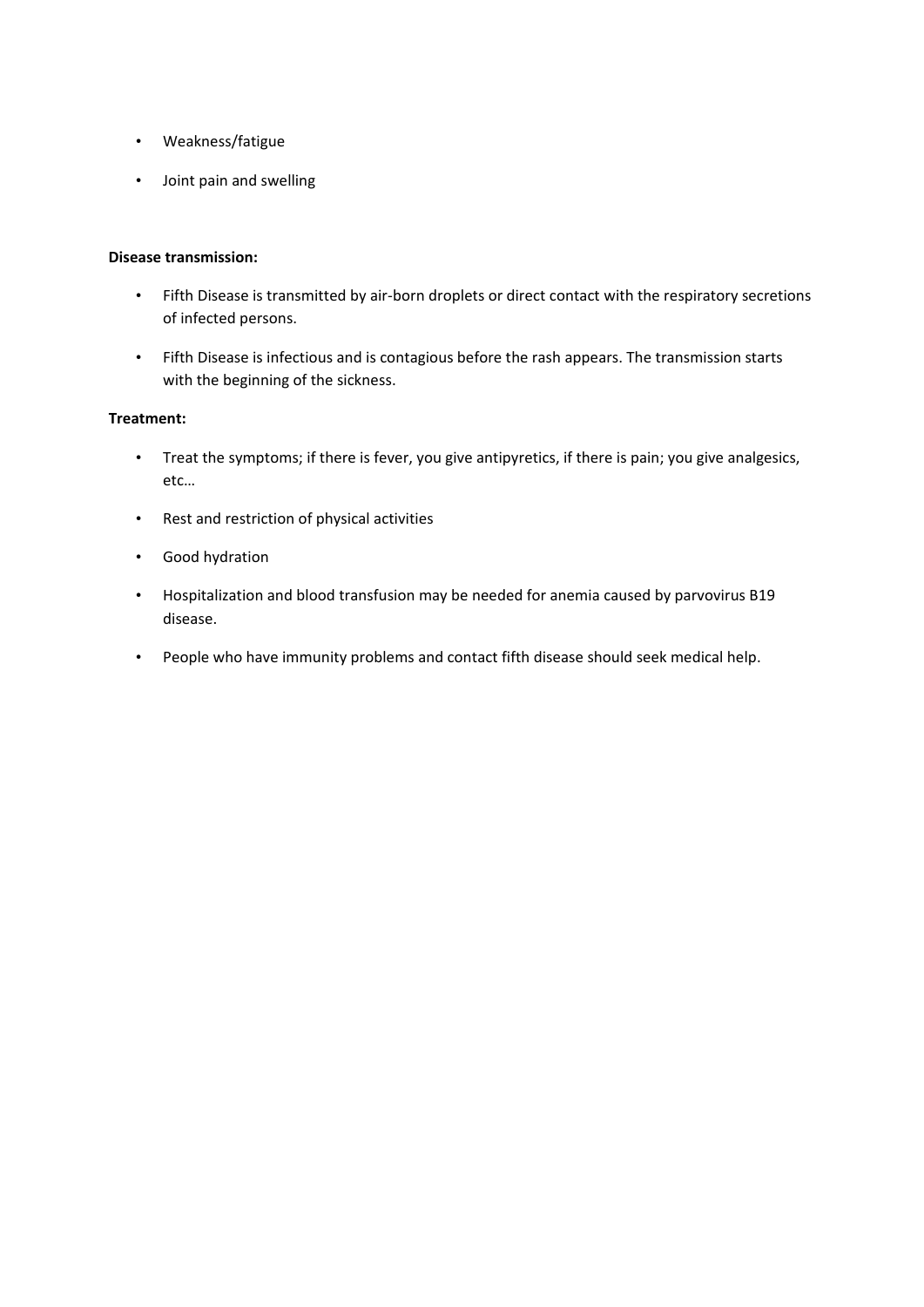- Weakness/fatigue
- Joint pain and swelling

**Disease transmission:**

- Fifth Disease is transmitted by air-born droplets or direct contact with the respiratory secretions of infected persons.
- Fifth Disease is infectious and is contagious before the rash appears. The transmission starts with the beginning of the sickness.

**Treatment:**

- Treat the symptoms; if there is fever, you give antipyretics, if there is pain; you give analgesics, etc…
- Rest and restriction of physical activities
- Good hydration
- Hospitalization and blood transfusion may be needed for anemia caused by parvovirus B19 disease.
- People who have immunity problems and contact fifth disease should seek medical help.